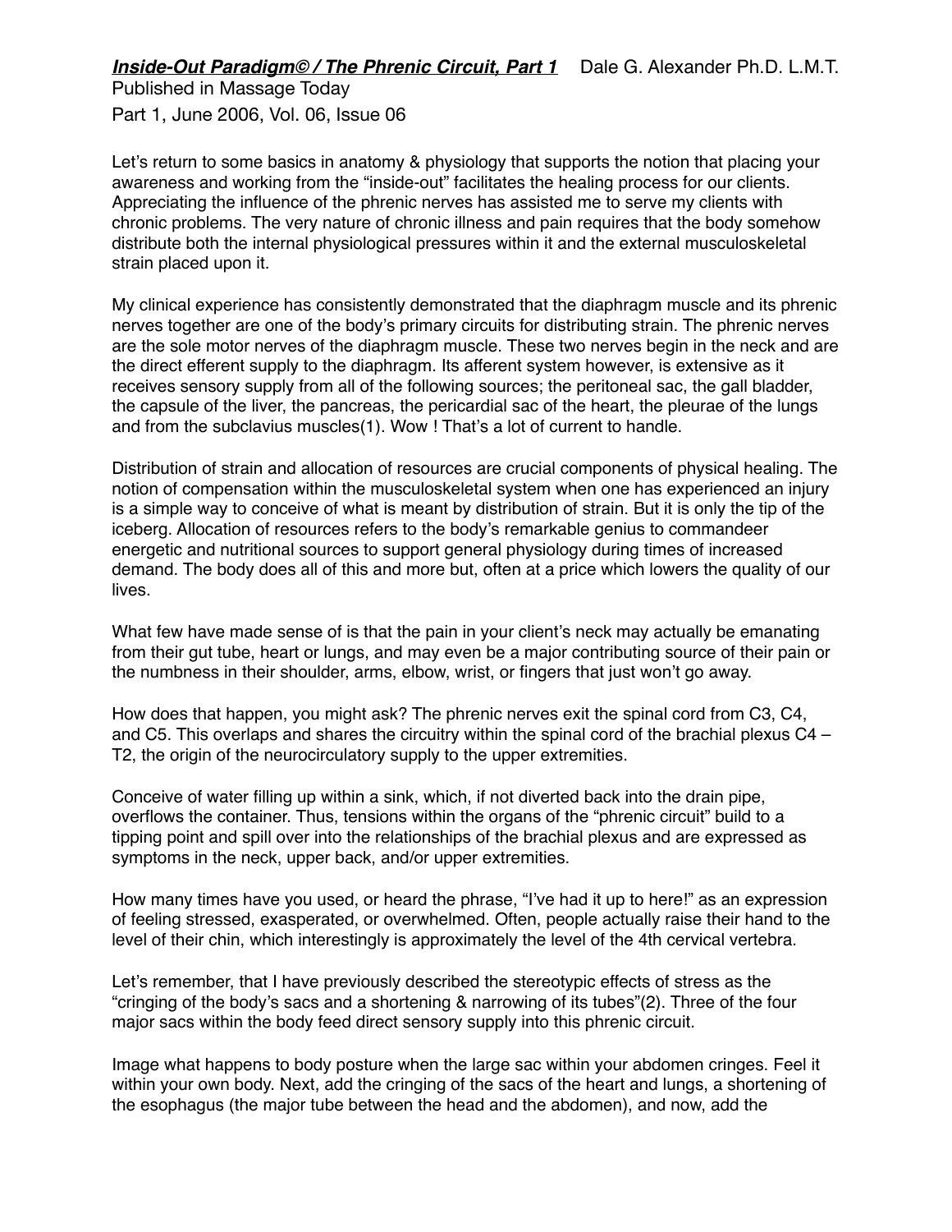***Inside-Out Paradigm© / The Phrenic Circuit, Part 1*** Dale G. Alexander Ph.D. L.M.T.

Published in Massage Today

Part 1, June 2006, Vol. 06, Issue 06

Let's return to some basics in anatomy & physiology that supports the notion that placing your awareness and working from the "inside-out" facilitates the healing process for our clients. Appreciating the influence of the phrenic nerves has assisted me to serve my clients with chronic problems. The very nature of chronic illness and pain requires that the body somehow distribute both the internal physiological pressures within it and the external musculoskeletal strain placed upon it.

My clinical experience has consistently demonstrated that the diaphragm muscle and its phrenic nerves together are one of the body's primary circuits for distributing strain. The phrenic nerves are the sole motor nerves of the diaphragm muscle. These two nerves begin in the neck and are the direct efferent supply to the diaphragm. Its afferent system however, is extensive as it receives sensory supply from all of the following sources; the peritoneal sac, the gall bladder, the capsule of the liver, the pancreas, the pericardial sac of the heart, the pleurae of the lungs and from the subclavius muscles(1). Wow ! That's a lot of current to handle.

Distribution of strain and allocation of resources are crucial components of physical healing. The notion of compensation within the musculoskeletal system when one has experienced an injury is a simple way to conceive of what is meant by distribution of strain. But it is only the tip of the iceberg. Allocation of resources refers to the body's remarkable genius to commandeer energetic and nutritional sources to support general physiology during times of increased demand. The body does all of this and more but, often at a price which lowers the quality of our lives.

What few have made sense of is that the pain in your client's neck may actually be emanating from their gut tube, heart or lungs, and may even be a major contributing source of their pain or the numbness in their shoulder, arms, elbow, wrist, or fingers that just won't go away.

How does that happen, you might ask? The phrenic nerves exit the spinal cord from C3, C4, and C5. This overlaps and shares the circuitry within the spinal cord of the brachial plexus C4 – T2, the origin of the neurocirculatory supply to the upper extremities.

Conceive of water filling up within a sink, which, if not diverted back into the drain pipe, overflows the container. Thus, tensions within the organs of the "phrenic circuit" build to a tipping point and spill over into the relationships of the brachial plexus and are expressed as symptoms in the neck, upper back, and/or upper extremities.

How many times have you used, or heard the phrase, "I've had it up to here!" as an expression of feeling stressed, exasperated, or overwhelmed. Often, people actually raise their hand to the level of their chin, which interestingly is approximately the level of the 4th cervical vertebra.

Let's remember, that I have previously described the stereotypic effects of stress as the "cringing of the body's sacs and a shortening & narrowing of its tubes"(2). Three of the four major sacs within the body feed direct sensory supply into this phrenic circuit.

Image what happens to body posture when the large sac within your abdomen cringes. Feel it within your own body. Next, add the cringing of the sacs of the heart and lungs, a shortening of the esophagus (the major tube between the head and the abdomen), and now, add the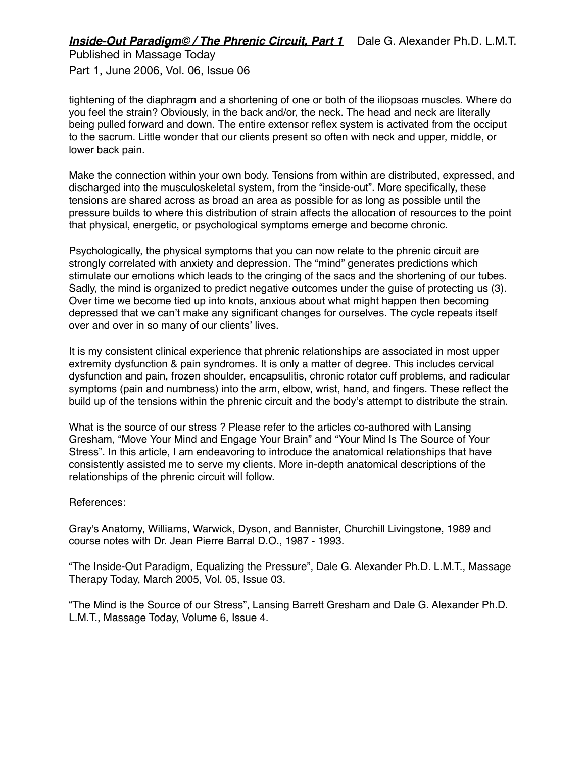tightening of the diaphragm and a shortening of one or both of the iliopsoas muscles. Where do you feel the strain? Obviously, in the back and/or, the neck. The head and neck are literally being pulled forward and down. The entire extensor reflex system is activated from the occiput to the sacrum. Little wonder that our clients present so often with neck and upper, middle, or lower back pain.

Make the connection within your own body. Tensions from within are distributed, expressed, and discharged into the musculoskeletal system, from the "inside-out". More specifically, these tensions are shared across as broad an area as possible for as long as possible until the pressure builds to where this distribution of strain affects the allocation of resources to the point that physical, energetic, or psychological symptoms emerge and become chronic.

Psychologically, the physical symptoms that you can now relate to the phrenic circuit are strongly correlated with anxiety and depression. The "mind" generates predictions which stimulate our emotions which leads to the cringing of the sacs and the shortening of our tubes. Sadly, the mind is organized to predict negative outcomes under the guise of protecting us (3). Over time we become tied up into knots, anxious about what might happen then becoming depressed that we can't make any significant changes for ourselves. The cycle repeats itself over and over in so many of our clients' lives.

It is my consistent clinical experience that phrenic relationships are associated in most upper extremity dysfunction & pain syndromes. It is only a matter of degree. This includes cervical dysfunction and pain, frozen shoulder, encapsulitis, chronic rotator cuff problems, and radicular symptoms (pain and numbness) into the arm, elbow, wrist, hand, and fingers. These reflect the build up of the tensions within the phrenic circuit and the body's attempt to distribute the strain.

What is the source of our stress ? Please refer to the articles co-authored with Lansing Gresham, "Move Your Mind and Engage Your Brain" and "Your Mind Is The Source of Your Stress". In this article, I am endeavoring to introduce the anatomical relationships that have consistently assisted me to serve my clients. More in-depth anatomical descriptions of the relationships of the phrenic circuit will follow.

References:

Gray's Anatomy, Williams, Warwick, Dyson, and Bannister, Churchill Livingstone, 1989 and course notes with Dr. Jean Pierre Barral D.O., 1987 - 1993.

"The Inside-Out Paradigm, Equalizing the Pressure", Dale G. Alexander Ph.D. L.M.T., Massage Therapy Today, March 2005, Vol. 05, Issue 03.

"The Mind is the Source of our Stress", Lansing Barrett Gresham and Dale G. Alexander Ph.D. L.M.T., Massage Today, Volume 6, Issue 4.